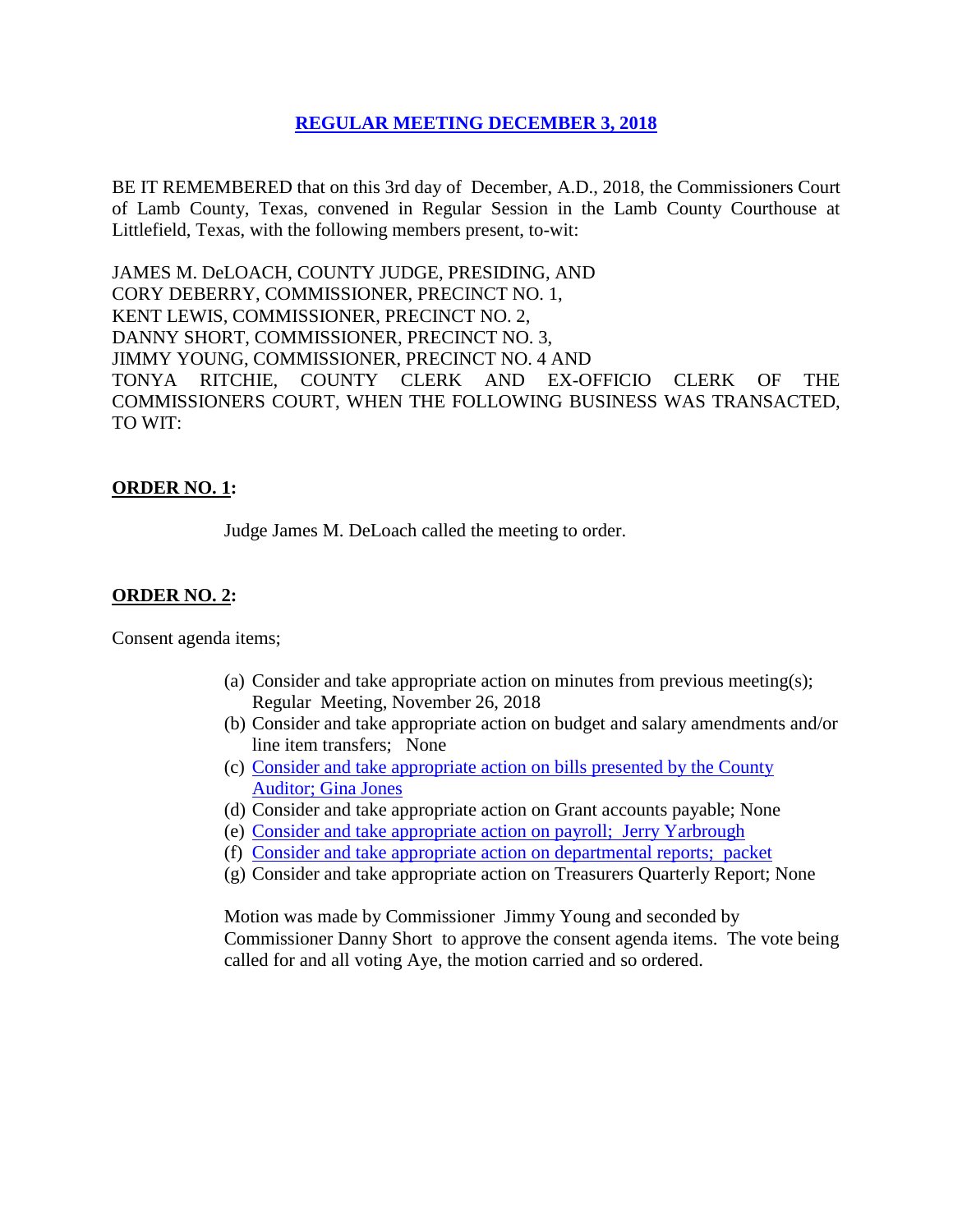# REGULAR MEETING DECEMBER 3, 2018

BE IT REMEMBERED that on this 3rd day of December, A.D., 2018, the Commissioners Court of Lamb County, Texas, convened in Regular Session in the Lamb County Courthouse at Littlefield, Texas, with the following members present, to-wit:

JAMES M. DeLOACH, COUNTY JUDGE, PRESIDING, AND
CORY DEBERRY, COMMISSIONER, PRECINCT NO. 1,
KENT LEWIS, COMMISSIONER, PRECINCT NO. 2,
DANNY SHORT, COMMISSIONER, PRECINCT NO. 3,
JIMMY YOUNG, COMMISSIONER, PRECINCT NO. 4 AND
TONYA RITCHIE, COUNTY CLERK AND EX-OFFICIO CLERK OF THE COMMISSIONERS COURT, WHEN THE FOLLOWING BUSINESS WAS TRANSACTED, TO WIT:

**ORDER NO. 1:**

Judge James M. DeLoach called the meeting to order.

**ORDER NO. 2:**

Consent agenda items;

(a) Consider and take appropriate action on minutes from previous meeting(s); Regular Meeting, November 26, 2018
(b) Consider and take appropriate action on budget and salary amendments and/or line item transfers; None
(c) Consider and take appropriate action on bills presented by the County Auditor; Gina Jones
(d) Consider and take appropriate action on Grant accounts payable; None
(e) Consider and take appropriate action on payroll; Jerry Yarbrough
(f) Consider and take appropriate action on departmental reports; packet
(g) Consider and take appropriate action on Treasurers Quarterly Report; None

Motion was made by Commissioner Jimmy Young and seconded by Commissioner Danny Short to approve the consent agenda items. The vote being called for and all voting Aye, the motion carried and so ordered.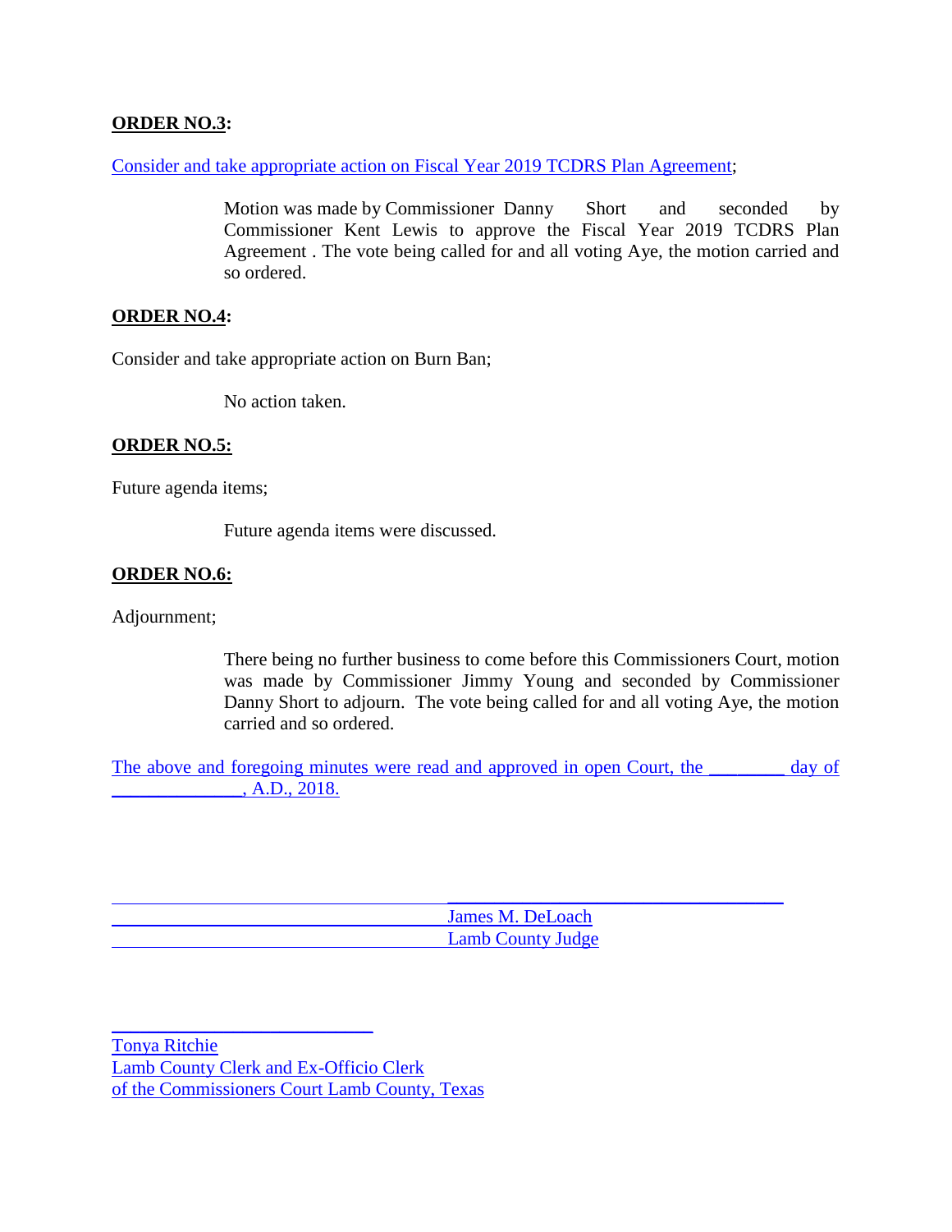**ORDER NO.3:**

Consider and take appropriate action on Fiscal Year 2019 TCDRS Plan Agreement;

> Motion was made by Commissioner Danny Short and seconded by Commissioner Kent Lewis to approve the Fiscal Year 2019 TCDRS Plan Agreement . The vote being called for and all voting Aye, the motion carried and so ordered.

**ORDER NO.4:**

Consider and take appropriate action on Burn Ban;

> No action taken.

**ORDER NO.5:**

Future agenda items;

> Future agenda items were discussed.

**ORDER NO.6:**

Adjournment;

> There being no further business to come before this Commissioners Court, motion was made by Commissioner Jimmy Young and seconded by Commissioner Danny Short to adjourn. The vote being called for and all voting Aye, the motion carried and so ordered.

The above and foregoing minutes were read and approved in open Court, the _________ day of _______________, A.D., 2018.

___________________________________
James M. DeLoach
Lamb County Judge

___________________________
Tonya Ritchie
Lamb County Clerk and Ex-Officio Clerk
of the Commissioners Court Lamb County, Texas